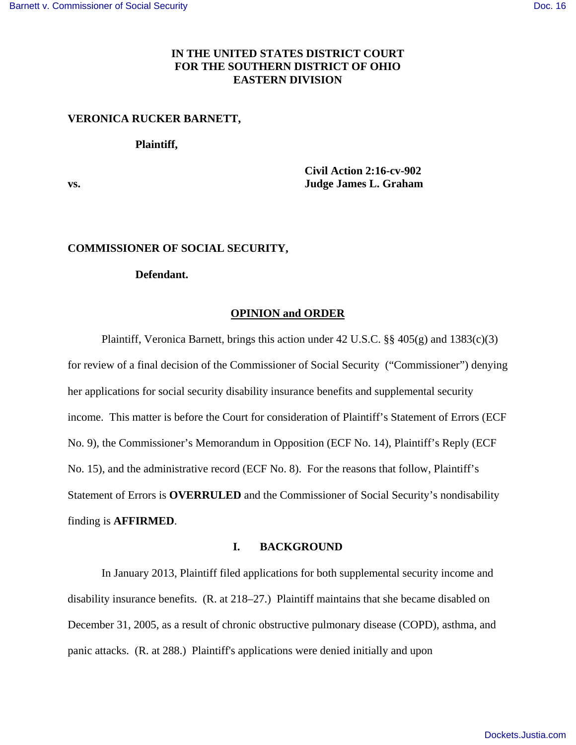**IN THE UNITED STATES DISTRICT COURT**
**FOR THE SOUTHERN DISTRICT OF OHIO**
**EASTERN DIVISION**

**VERONICA RUCKER BARNETT,**

**Plaintiff,**

**Civil Action 2:16-cv-902**
**Judge James L. Graham**

**vs.**

**COMMISSIONER OF SOCIAL SECURITY,**

**Defendant.**

## OPINION and ORDER

Plaintiff, Veronica Barnett, brings this action under 42 U.S.C. §§ 405(g) and 1383(c)(3) for review of a final decision of the Commissioner of Social Security ("Commissioner") denying her applications for social security disability insurance benefits and supplemental security income. This matter is before the Court for consideration of Plaintiff's Statement of Errors (ECF No. 9), the Commissioner's Memorandum in Opposition (ECF No. 14), Plaintiff's Reply (ECF No. 15), and the administrative record (ECF No. 8). For the reasons that follow, Plaintiff's Statement of Errors is **OVERRULED** and the Commissioner of Social Security's nondisability finding is **AFFIRMED**.

## I. BACKGROUND

In January 2013, Plaintiff filed applications for both supplemental security income and disability insurance benefits. (R. at 218–27.) Plaintiff maintains that she became disabled on December 31, 2005, as a result of chronic obstructive pulmonary disease (COPD), asthma, and panic attacks. (R. at 288.) Plaintiff's applications were denied initially and upon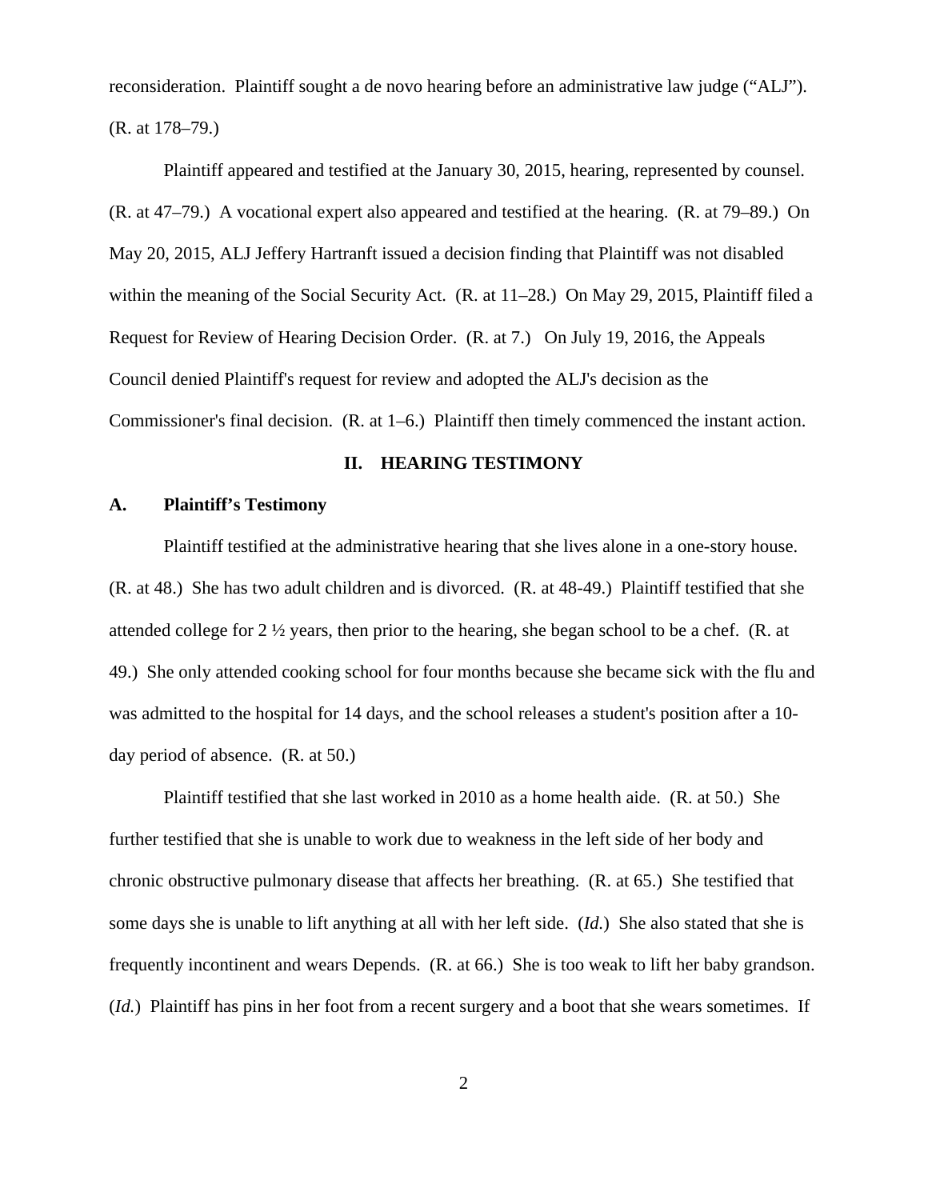reconsideration. Plaintiff sought a de novo hearing before an administrative law judge ("ALJ"). (R. at 178–79.)

Plaintiff appeared and testified at the January 30, 2015, hearing, represented by counsel. (R. at 47–79.) A vocational expert also appeared and testified at the hearing. (R. at 79–89.) On May 20, 2015, ALJ Jeffery Hartranft issued a decision finding that Plaintiff was not disabled within the meaning of the Social Security Act. (R. at 11–28.) On May 29, 2015, Plaintiff filed a Request for Review of Hearing Decision Order. (R. at 7.) On July 19, 2016, the Appeals Council denied Plaintiff's request for review and adopted the ALJ's decision as the Commissioner's final decision. (R. at 1–6.) Plaintiff then timely commenced the instant action.

## II. HEARING TESTIMONY

### A. Plaintiff's Testimony

Plaintiff testified at the administrative hearing that she lives alone in a one-story house. (R. at 48.) She has two adult children and is divorced. (R. at 48-49.) Plaintiff testified that she attended college for 2 ½ years, then prior to the hearing, she began school to be a chef. (R. at 49.) She only attended cooking school for four months because she became sick with the flu and was admitted to the hospital for 14 days, and the school releases a student's position after a 10-day period of absence. (R. at 50.)

Plaintiff testified that she last worked in 2010 as a home health aide. (R. at 50.) She further testified that she is unable to work due to weakness in the left side of her body and chronic obstructive pulmonary disease that affects her breathing. (R. at 65.) She testified that some days she is unable to lift anything at all with her left side. (*Id.*) She also stated that she is frequently incontinent and wears Depends. (R. at 66.) She is too weak to lift her baby grandson. (*Id.*) Plaintiff has pins in her foot from a recent surgery and a boot that she wears sometimes. If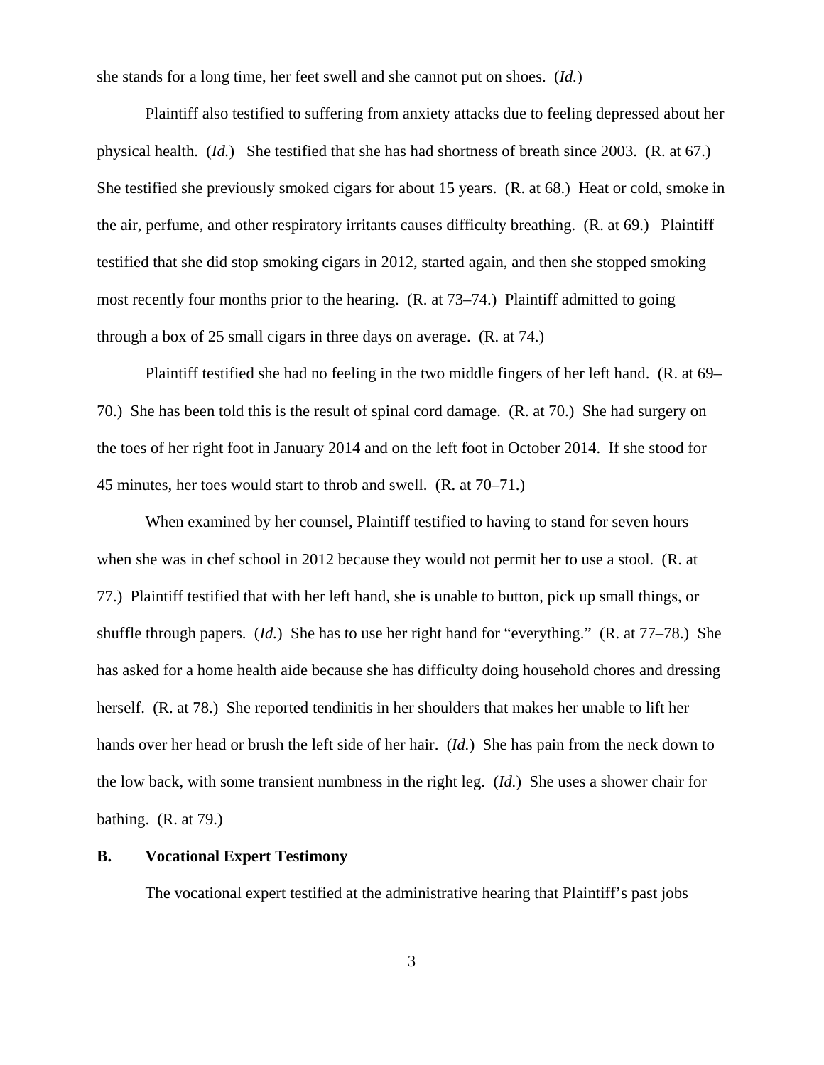she stands for a long time, her feet swell and she cannot put on shoes. (*Id.*)

Plaintiff also testified to suffering from anxiety attacks due to feeling depressed about her physical health. (*Id.*) She testified that she has had shortness of breath since 2003. (R. at 67.) She testified she previously smoked cigars for about 15 years. (R. at 68.) Heat or cold, smoke in the air, perfume, and other respiratory irritants causes difficulty breathing. (R. at 69.) Plaintiff testified that she did stop smoking cigars in 2012, started again, and then she stopped smoking most recently four months prior to the hearing. (R. at 73–74.) Plaintiff admitted to going through a box of 25 small cigars in three days on average. (R. at 74.)

Plaintiff testified she had no feeling in the two middle fingers of her left hand. (R. at 69–70.) She has been told this is the result of spinal cord damage. (R. at 70.) She had surgery on the toes of her right foot in January 2014 and on the left foot in October 2014. If she stood for 45 minutes, her toes would start to throb and swell. (R. at 70–71.)

When examined by her counsel, Plaintiff testified to having to stand for seven hours when she was in chef school in 2012 because they would not permit her to use a stool. (R. at 77.) Plaintiff testified that with her left hand, she is unable to button, pick up small things, or shuffle through papers. (*Id.*) She has to use her right hand for "everything." (R. at 77–78.) She has asked for a home health aide because she has difficulty doing household chores and dressing herself. (R. at 78.) She reported tendinitis in her shoulders that makes her unable to lift her hands over her head or brush the left side of her hair. (*Id.*) She has pain from the neck down to the low back, with some transient numbness in the right leg. (*Id.*) She uses a shower chair for bathing. (R. at 79.)

### B. Vocational Expert Testimony

The vocational expert testified at the administrative hearing that Plaintiff's past jobs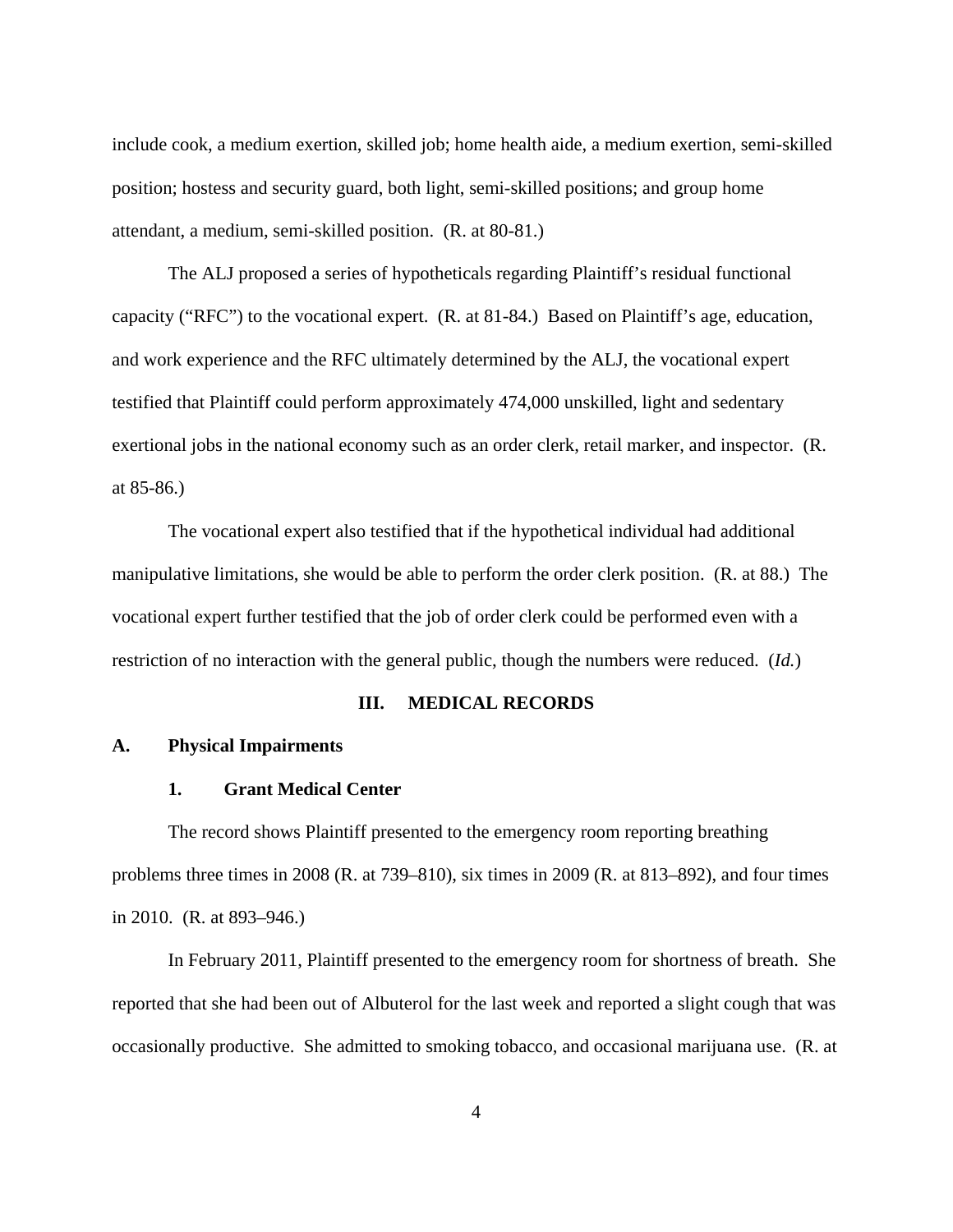include cook, a medium exertion, skilled job; home health aide, a medium exertion, semi-skilled position; hostess and security guard, both light, semi-skilled positions; and group home attendant, a medium, semi-skilled position. (R. at 80-81.)

The ALJ proposed a series of hypotheticals regarding Plaintiff's residual functional capacity ("RFC") to the vocational expert. (R. at 81-84.) Based on Plaintiff's age, education, and work experience and the RFC ultimately determined by the ALJ, the vocational expert testified that Plaintiff could perform approximately 474,000 unskilled, light and sedentary exertional jobs in the national economy such as an order clerk, retail marker, and inspector. (R. at 85-86.)

The vocational expert also testified that if the hypothetical individual had additional manipulative limitations, she would be able to perform the order clerk position. (R. at 88.) The vocational expert further testified that the job of order clerk could be performed even with a restriction of no interaction with the general public, though the numbers were reduced. (*Id.*)

## III. MEDICAL RECORDS

### A. Physical Impairments

#### 1. Grant Medical Center

The record shows Plaintiff presented to the emergency room reporting breathing problems three times in 2008 (R. at 739–810), six times in 2009 (R. at 813–892), and four times in 2010. (R. at 893–946.)

In February 2011, Plaintiff presented to the emergency room for shortness of breath. She reported that she had been out of Albuterol for the last week and reported a slight cough that was occasionally productive. She admitted to smoking tobacco, and occasional marijuana use. (R. at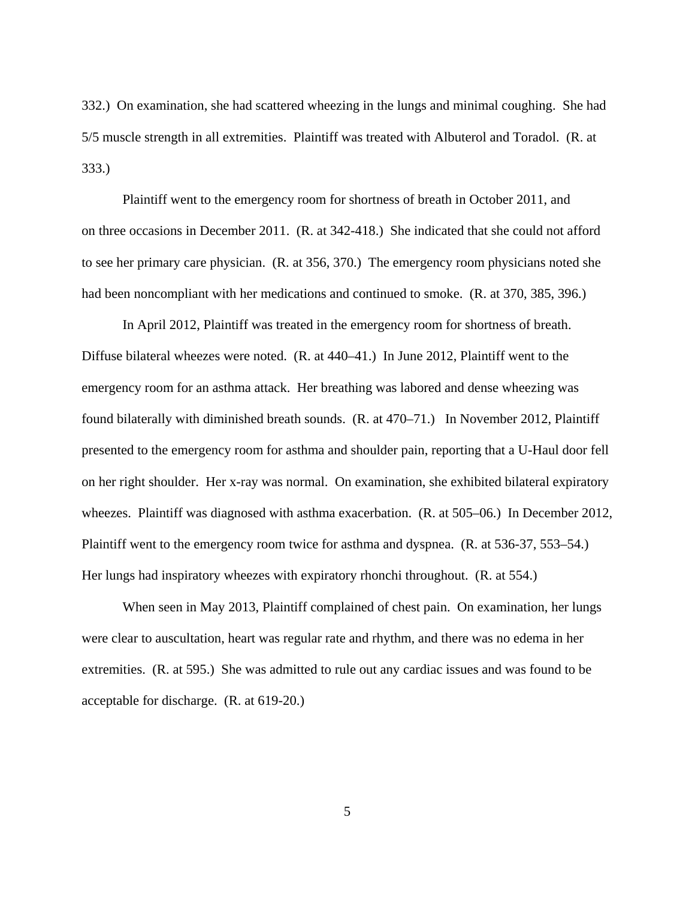332.) On examination, she had scattered wheezing in the lungs and minimal coughing. She had 5/5 muscle strength in all extremities. Plaintiff was treated with Albuterol and Toradol. (R. at 333.)

Plaintiff went to the emergency room for shortness of breath in October 2011, and on three occasions in December 2011. (R. at 342-418.) She indicated that she could not afford to see her primary care physician. (R. at 356, 370.) The emergency room physicians noted she had been noncompliant with her medications and continued to smoke. (R. at 370, 385, 396.)

In April 2012, Plaintiff was treated in the emergency room for shortness of breath. Diffuse bilateral wheezes were noted. (R. at 440–41.) In June 2012, Plaintiff went to the emergency room for an asthma attack. Her breathing was labored and dense wheezing was found bilaterally with diminished breath sounds. (R. at 470–71.) In November 2012, Plaintiff presented to the emergency room for asthma and shoulder pain, reporting that a U-Haul door fell on her right shoulder. Her x-ray was normal. On examination, she exhibited bilateral expiratory wheezes. Plaintiff was diagnosed with asthma exacerbation. (R. at 505–06.) In December 2012, Plaintiff went to the emergency room twice for asthma and dyspnea. (R. at 536-37, 553–54.) Her lungs had inspiratory wheezes with expiratory rhonchi throughout. (R. at 554.)

When seen in May 2013, Plaintiff complained of chest pain. On examination, her lungs were clear to auscultation, heart was regular rate and rhythm, and there was no edema in her extremities. (R. at 595.) She was admitted to rule out any cardiac issues and was found to be acceptable for discharge. (R. at 619-20.)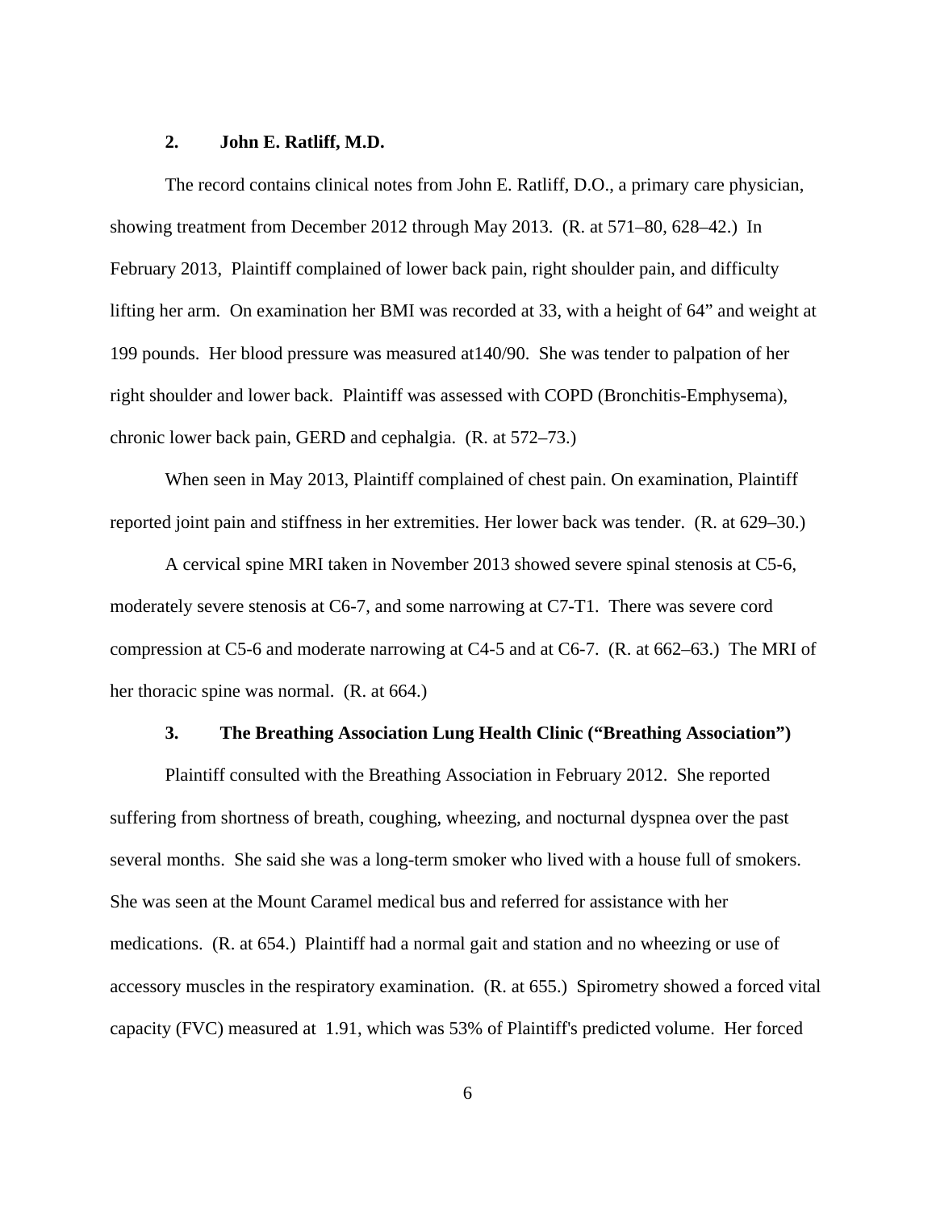### 2. John E. Ratliff, M.D.

The record contains clinical notes from John E. Ratliff, D.O., a primary care physician, showing treatment from December 2012 through May 2013. (R. at 571–80, 628–42.) In February 2013, Plaintiff complained of lower back pain, right shoulder pain, and difficulty lifting her arm. On examination her BMI was recorded at 33, with a height of 64" and weight at 199 pounds. Her blood pressure was measured at140/90. She was tender to palpation of her right shoulder and lower back. Plaintiff was assessed with COPD (Bronchitis-Emphysema), chronic lower back pain, GERD and cephalgia. (R. at 572–73.)

When seen in May 2013, Plaintiff complained of chest pain. On examination, Plaintiff reported joint pain and stiffness in her extremities. Her lower back was tender. (R. at 629–30.)

A cervical spine MRI taken in November 2013 showed severe spinal stenosis at C5-6, moderately severe stenosis at C6-7, and some narrowing at C7-T1. There was severe cord compression at C5-6 and moderate narrowing at C4-5 and at C6-7. (R. at 662–63.) The MRI of her thoracic spine was normal. (R. at 664.)

### 3. The Breathing Association Lung Health Clinic ("Breathing Association")

Plaintiff consulted with the Breathing Association in February 2012. She reported suffering from shortness of breath, coughing, wheezing, and nocturnal dyspnea over the past several months. She said she was a long-term smoker who lived with a house full of smokers. She was seen at the Mount Caramel medical bus and referred for assistance with her medications. (R. at 654.) Plaintiff had a normal gait and station and no wheezing or use of accessory muscles in the respiratory examination. (R. at 655.) Spirometry showed a forced vital capacity (FVC) measured at 1.91, which was 53% of Plaintiff's predicted volume. Her forced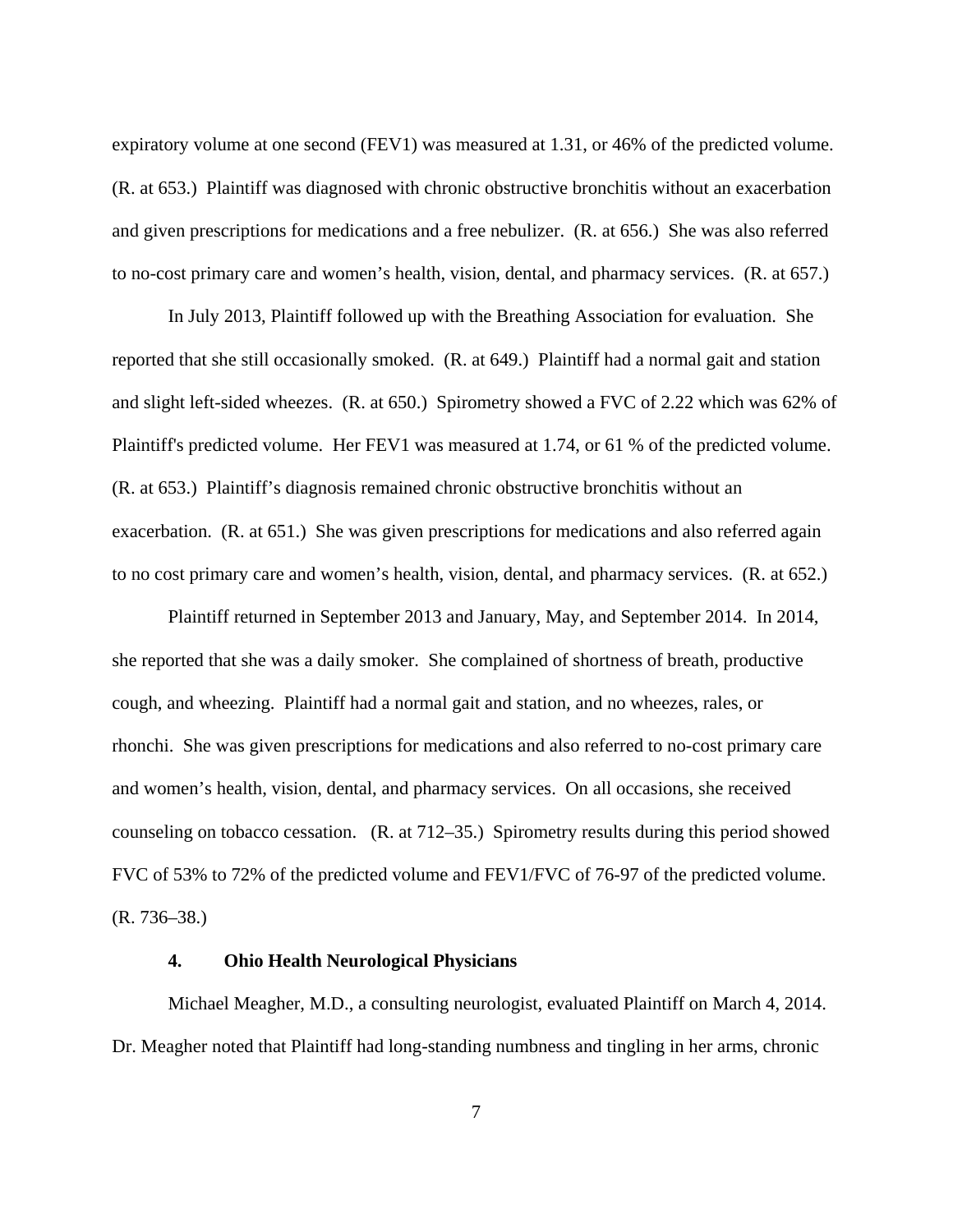expiratory volume at one second (FEV1) was measured at 1.31, or 46% of the predicted volume. (R. at 653.) Plaintiff was diagnosed with chronic obstructive bronchitis without an exacerbation and given prescriptions for medications and a free nebulizer. (R. at 656.) She was also referred to no-cost primary care and women's health, vision, dental, and pharmacy services. (R. at 657.)

In July 2013, Plaintiff followed up with the Breathing Association for evaluation. She reported that she still occasionally smoked. (R. at 649.) Plaintiff had a normal gait and station and slight left-sided wheezes. (R. at 650.) Spirometry showed a FVC of 2.22 which was 62% of Plaintiff's predicted volume. Her FEV1 was measured at 1.74, or 61 % of the predicted volume. (R. at 653.) Plaintiff's diagnosis remained chronic obstructive bronchitis without an exacerbation. (R. at 651.) She was given prescriptions for medications and also referred again to no cost primary care and women's health, vision, dental, and pharmacy services. (R. at 652.)

Plaintiff returned in September 2013 and January, May, and September 2014. In 2014, she reported that she was a daily smoker. She complained of shortness of breath, productive cough, and wheezing. Plaintiff had a normal gait and station, and no wheezes, rales, or rhonchi. She was given prescriptions for medications and also referred to no-cost primary care and women's health, vision, dental, and pharmacy services. On all occasions, she received counseling on tobacco cessation. (R. at 712–35.) Spirometry results during this period showed FVC of 53% to 72% of the predicted volume and FEV1/FVC of 76-97 of the predicted volume. (R. 736–38.)

### 4. Ohio Health Neurological Physicians

Michael Meagher, M.D., a consulting neurologist, evaluated Plaintiff on March 4, 2014. Dr. Meagher noted that Plaintiff had long-standing numbness and tingling in her arms, chronic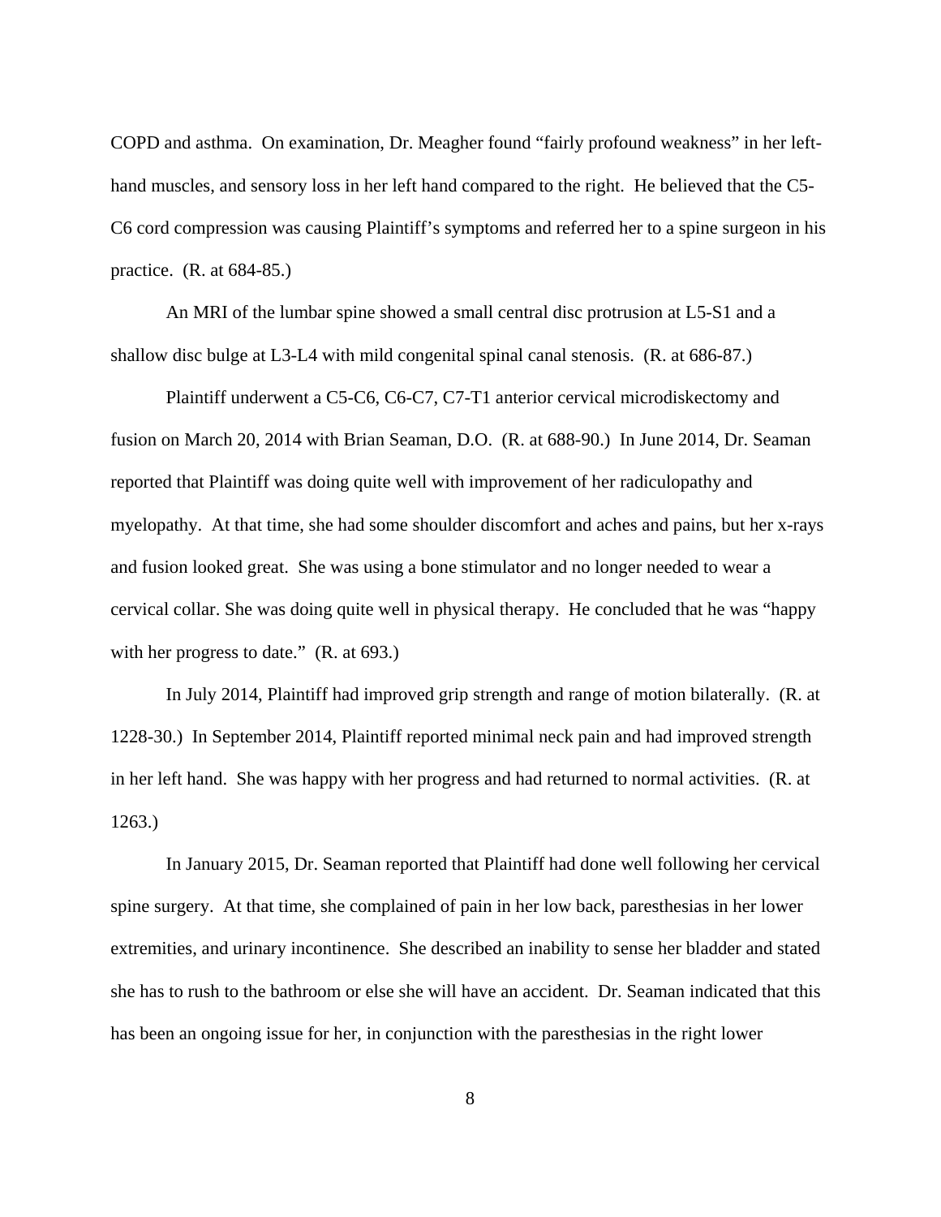COPD and asthma. On examination, Dr. Meagher found "fairly profound weakness" in her left-hand muscles, and sensory loss in her left hand compared to the right. He believed that the C5-C6 cord compression was causing Plaintiff's symptoms and referred her to a spine surgeon in his practice. (R. at 684-85.)

An MRI of the lumbar spine showed a small central disc protrusion at L5-S1 and a shallow disc bulge at L3-L4 with mild congenital spinal canal stenosis. (R. at 686-87.)

Plaintiff underwent a C5-C6, C6-C7, C7-T1 anterior cervical microdiskectomy and fusion on March 20, 2014 with Brian Seaman, D.O. (R. at 688-90.) In June 2014, Dr. Seaman reported that Plaintiff was doing quite well with improvement of her radiculopathy and myelopathy. At that time, she had some shoulder discomfort and aches and pains, but her x-rays and fusion looked great. She was using a bone stimulator and no longer needed to wear a cervical collar. She was doing quite well in physical therapy. He concluded that he was "happy with her progress to date." (R. at 693.)

In July 2014, Plaintiff had improved grip strength and range of motion bilaterally. (R. at 1228-30.) In September 2014, Plaintiff reported minimal neck pain and had improved strength in her left hand. She was happy with her progress and had returned to normal activities. (R. at 1263.)

In January 2015, Dr. Seaman reported that Plaintiff had done well following her cervical spine surgery. At that time, she complained of pain in her low back, paresthesias in her lower extremities, and urinary incontinence. She described an inability to sense her bladder and stated she has to rush to the bathroom or else she will have an accident. Dr. Seaman indicated that this has been an ongoing issue for her, in conjunction with the paresthesias in the right lower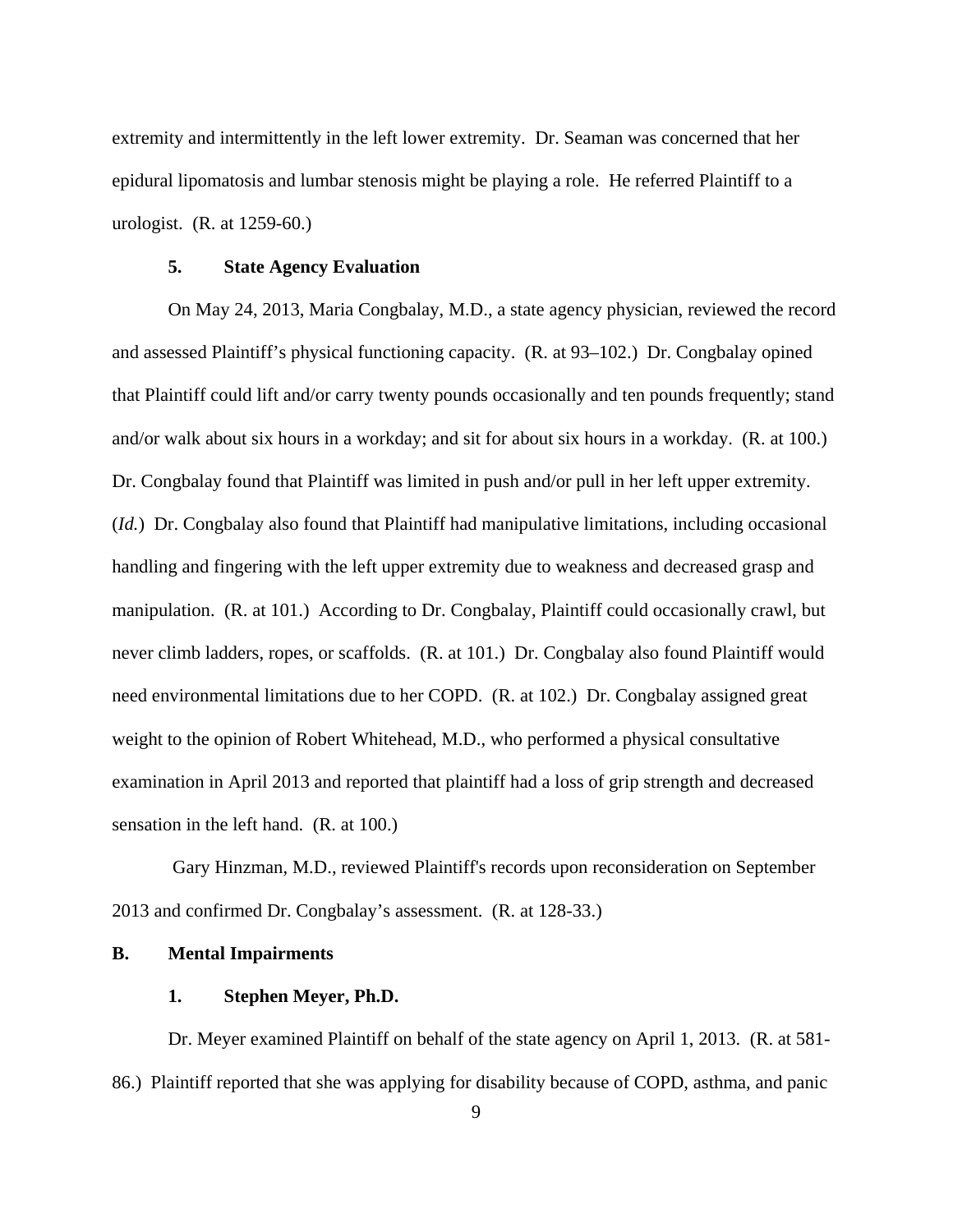extremity and intermittently in the left lower extremity. Dr. Seaman was concerned that her epidural lipomatosis and lumbar stenosis might be playing a role. He referred Plaintiff to a urologist. (R. at 1259-60.)

### 5. State Agency Evaluation

On May 24, 2013, Maria Congbalay, M.D., a state agency physician, reviewed the record and assessed Plaintiff's physical functioning capacity. (R. at 93–102.) Dr. Congbalay opined that Plaintiff could lift and/or carry twenty pounds occasionally and ten pounds frequently; stand and/or walk about six hours in a workday; and sit for about six hours in a workday. (R. at 100.) Dr. Congbalay found that Plaintiff was limited in push and/or pull in her left upper extremity. (*Id.*) Dr. Congbalay also found that Plaintiff had manipulative limitations, including occasional handling and fingering with the left upper extremity due to weakness and decreased grasp and manipulation. (R. at 101.) According to Dr. Congbalay, Plaintiff could occasionally crawl, but never climb ladders, ropes, or scaffolds. (R. at 101.) Dr. Congbalay also found Plaintiff would need environmental limitations due to her COPD. (R. at 102.) Dr. Congbalay assigned great weight to the opinion of Robert Whitehead, M.D., who performed a physical consultative examination in April 2013 and reported that plaintiff had a loss of grip strength and decreased sensation in the left hand. (R. at 100.)

Gary Hinzman, M.D., reviewed Plaintiff's records upon reconsideration on September 2013 and confirmed Dr. Congbalay's assessment. (R. at 128-33.)

## B. Mental Impairments

### 1. Stephen Meyer, Ph.D.

Dr. Meyer examined Plaintiff on behalf of the state agency on April 1, 2013. (R. at 581-86.) Plaintiff reported that she was applying for disability because of COPD, asthma, and panic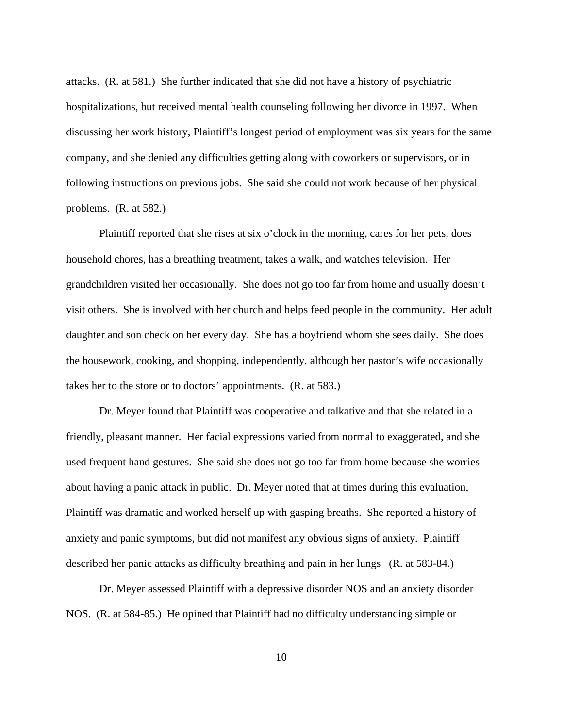attacks. (R. at 581.) She further indicated that she did not have a history of psychiatric hospitalizations, but received mental health counseling following her divorce in 1997. When discussing her work history, Plaintiff's longest period of employment was six years for the same company, and she denied any difficulties getting along with coworkers or supervisors, or in following instructions on previous jobs. She said she could not work because of her physical problems. (R. at 582.)

Plaintiff reported that she rises at six o'clock in the morning, cares for her pets, does household chores, has a breathing treatment, takes a walk, and watches television. Her grandchildren visited her occasionally. She does not go too far from home and usually doesn't visit others. She is involved with her church and helps feed people in the community. Her adult daughter and son check on her every day. She has a boyfriend whom she sees daily. She does the housework, cooking, and shopping, independently, although her pastor's wife occasionally takes her to the store or to doctors' appointments. (R. at 583.)

Dr. Meyer found that Plaintiff was cooperative and talkative and that she related in a friendly, pleasant manner. Her facial expressions varied from normal to exaggerated, and she used frequent hand gestures. She said she does not go too far from home because she worries about having a panic attack in public. Dr. Meyer noted that at times during this evaluation, Plaintiff was dramatic and worked herself up with gasping breaths. She reported a history of anxiety and panic symptoms, but did not manifest any obvious signs of anxiety. Plaintiff described her panic attacks as difficulty breathing and pain in her lungs (R. at 583-84.)

Dr. Meyer assessed Plaintiff with a depressive disorder NOS and an anxiety disorder NOS. (R. at 584-85.) He opined that Plaintiff had no difficulty understanding simple or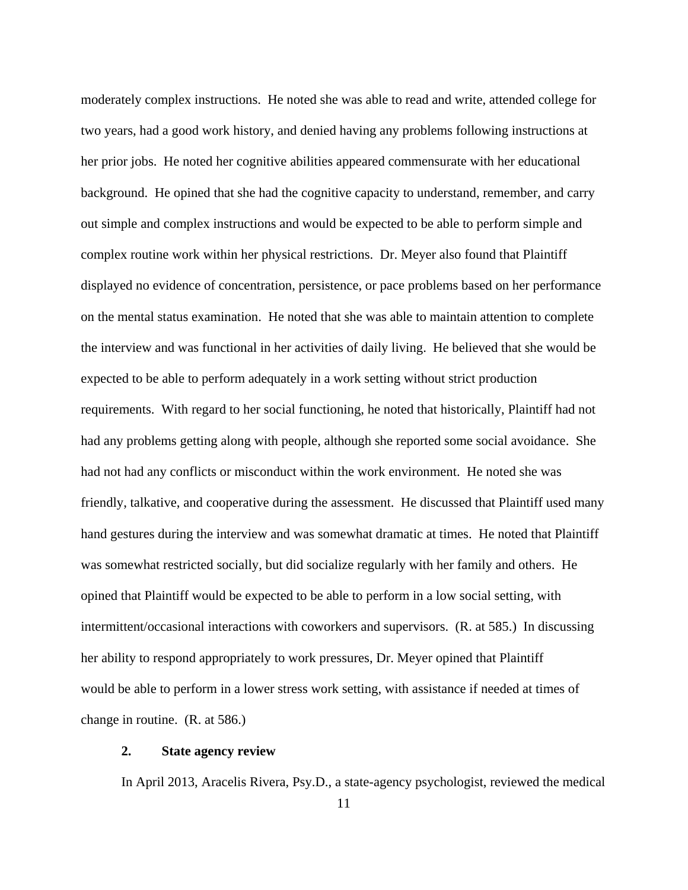moderately complex instructions. He noted she was able to read and write, attended college for two years, had a good work history, and denied having any problems following instructions at her prior jobs. He noted her cognitive abilities appeared commensurate with her educational background. He opined that she had the cognitive capacity to understand, remember, and carry out simple and complex instructions and would be expected to be able to perform simple and complex routine work within her physical restrictions. Dr. Meyer also found that Plaintiff displayed no evidence of concentration, persistence, or pace problems based on her performance on the mental status examination. He noted that she was able to maintain attention to complete the interview and was functional in her activities of daily living. He believed that she would be expected to be able to perform adequately in a work setting without strict production requirements. With regard to her social functioning, he noted that historically, Plaintiff had not had any problems getting along with people, although she reported some social avoidance. She had not had any conflicts or misconduct within the work environment. He noted she was friendly, talkative, and cooperative during the assessment. He discussed that Plaintiff used many hand gestures during the interview and was somewhat dramatic at times. He noted that Plaintiff was somewhat restricted socially, but did socialize regularly with her family and others. He opined that Plaintiff would be expected to be able to perform in a low social setting, with intermittent/occasional interactions with coworkers and supervisors. (R. at 585.) In discussing her ability to respond appropriately to work pressures, Dr. Meyer opined that Plaintiff would be able to perform in a lower stress work setting, with assistance if needed at times of change in routine. (R. at 586.)

**2. State agency review**

In April 2013, Aracelis Rivera, Psy.D., a state-agency psychologist, reviewed the medical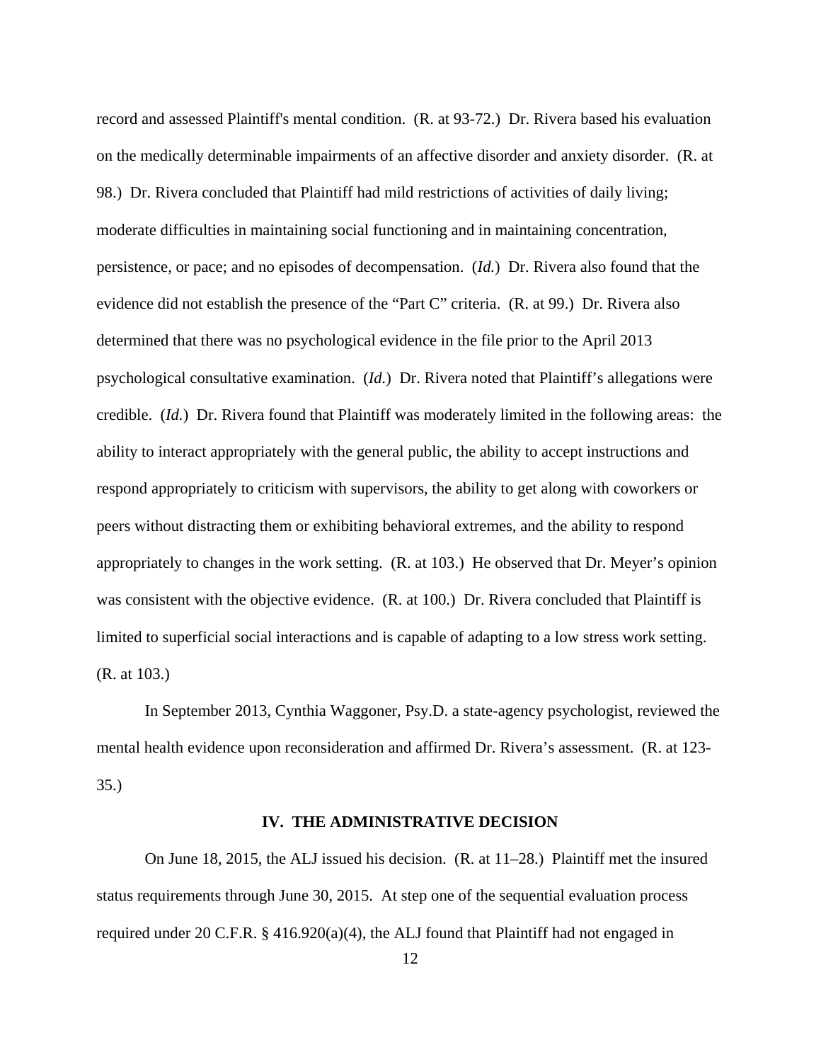record and assessed Plaintiff's mental condition. (R. at 93-72.) Dr. Rivera based his evaluation on the medically determinable impairments of an affective disorder and anxiety disorder. (R. at 98.) Dr. Rivera concluded that Plaintiff had mild restrictions of activities of daily living; moderate difficulties in maintaining social functioning and in maintaining concentration, persistence, or pace; and no episodes of decompensation. (*Id.*) Dr. Rivera also found that the evidence did not establish the presence of the "Part C" criteria. (R. at 99.) Dr. Rivera also determined that there was no psychological evidence in the file prior to the April 2013 psychological consultative examination. (*Id.*) Dr. Rivera noted that Plaintiff's allegations were credible. (*Id.*) Dr. Rivera found that Plaintiff was moderately limited in the following areas: the ability to interact appropriately with the general public, the ability to accept instructions and respond appropriately to criticism with supervisors, the ability to get along with coworkers or peers without distracting them or exhibiting behavioral extremes, and the ability to respond appropriately to changes in the work setting. (R. at 103.) He observed that Dr. Meyer's opinion was consistent with the objective evidence. (R. at 100.) Dr. Rivera concluded that Plaintiff is limited to superficial social interactions and is capable of adapting to a low stress work setting. (R. at 103.)

In September 2013, Cynthia Waggoner, Psy.D. a state-agency psychologist, reviewed the mental health evidence upon reconsideration and affirmed Dr. Rivera's assessment. (R. at 123-35.)

## IV. THE ADMINISTRATIVE DECISION

On June 18, 2015, the ALJ issued his decision. (R. at 11–28.) Plaintiff met the insured status requirements through June 30, 2015. At step one of the sequential evaluation process required under 20 C.F.R. § 416.920(a)(4), the ALJ found that Plaintiff had not engaged in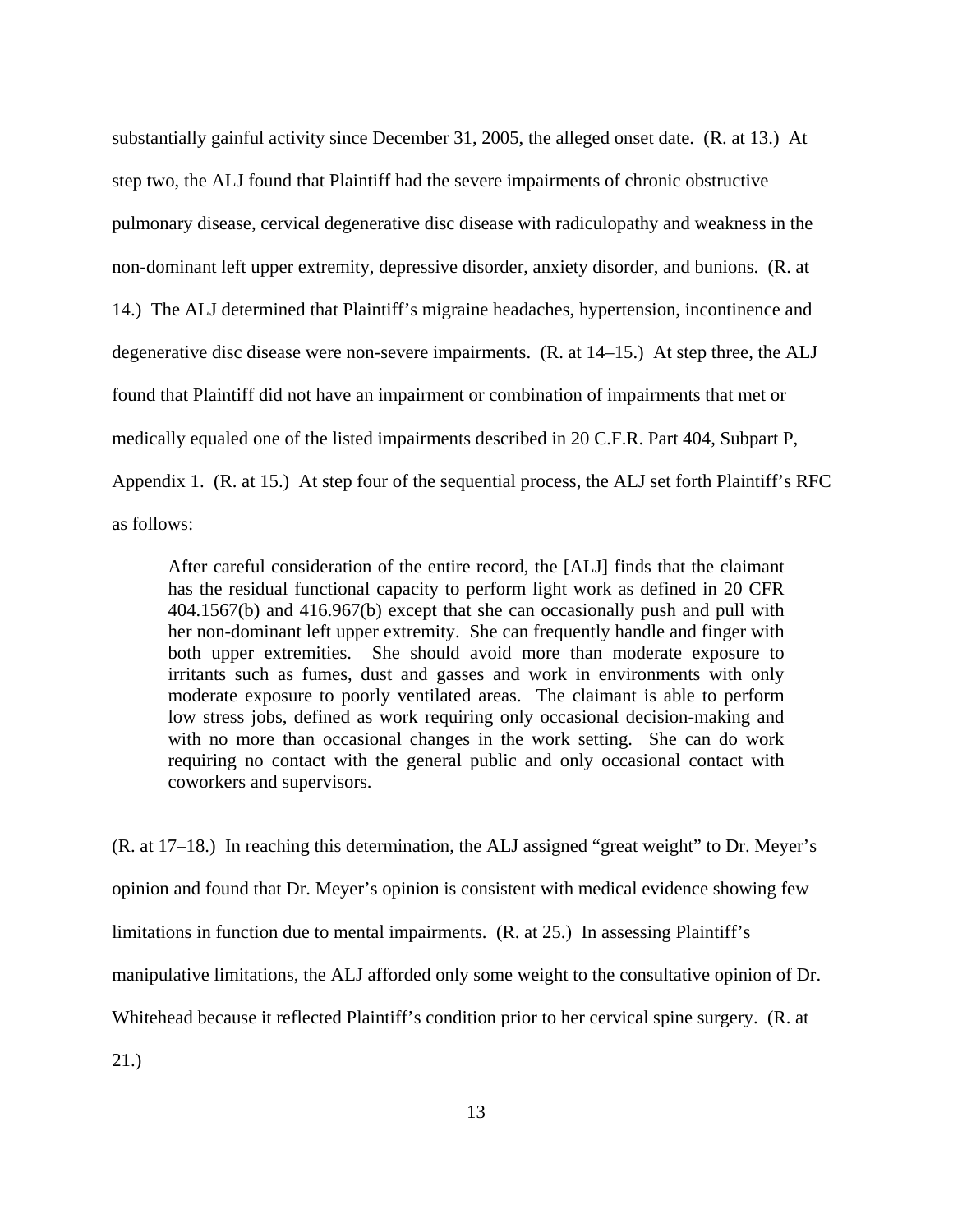substantially gainful activity since December 31, 2005, the alleged onset date. (R. at 13.) At step two, the ALJ found that Plaintiff had the severe impairments of chronic obstructive pulmonary disease, cervical degenerative disc disease with radiculopathy and weakness in the non-dominant left upper extremity, depressive disorder, anxiety disorder, and bunions. (R. at 14.) The ALJ determined that Plaintiff's migraine headaches, hypertension, incontinence and degenerative disc disease were non-severe impairments. (R. at 14–15.) At step three, the ALJ found that Plaintiff did not have an impairment or combination of impairments that met or medically equaled one of the listed impairments described in 20 C.F.R. Part 404, Subpart P, Appendix 1. (R. at 15.) At step four of the sequential process, the ALJ set forth Plaintiff's RFC as follows:

> After careful consideration of the entire record, the [ALJ] finds that the claimant has the residual functional capacity to perform light work as defined in 20 CFR 404.1567(b) and 416.967(b) except that she can occasionally push and pull with her non-dominant left upper extremity. She can frequently handle and finger with both upper extremities. She should avoid more than moderate exposure to irritants such as fumes, dust and gasses and work in environments with only moderate exposure to poorly ventilated areas. The claimant is able to perform low stress jobs, defined as work requiring only occasional decision-making and with no more than occasional changes in the work setting. She can do work requiring no contact with the general public and only occasional contact with coworkers and supervisors.

(R. at 17–18.) In reaching this determination, the ALJ assigned "great weight" to Dr. Meyer's opinion and found that Dr. Meyer's opinion is consistent with medical evidence showing few limitations in function due to mental impairments. (R. at 25.) In assessing Plaintiff's manipulative limitations, the ALJ afforded only some weight to the consultative opinion of Dr. Whitehead because it reflected Plaintiff's condition prior to her cervical spine surgery. (R. at 21.)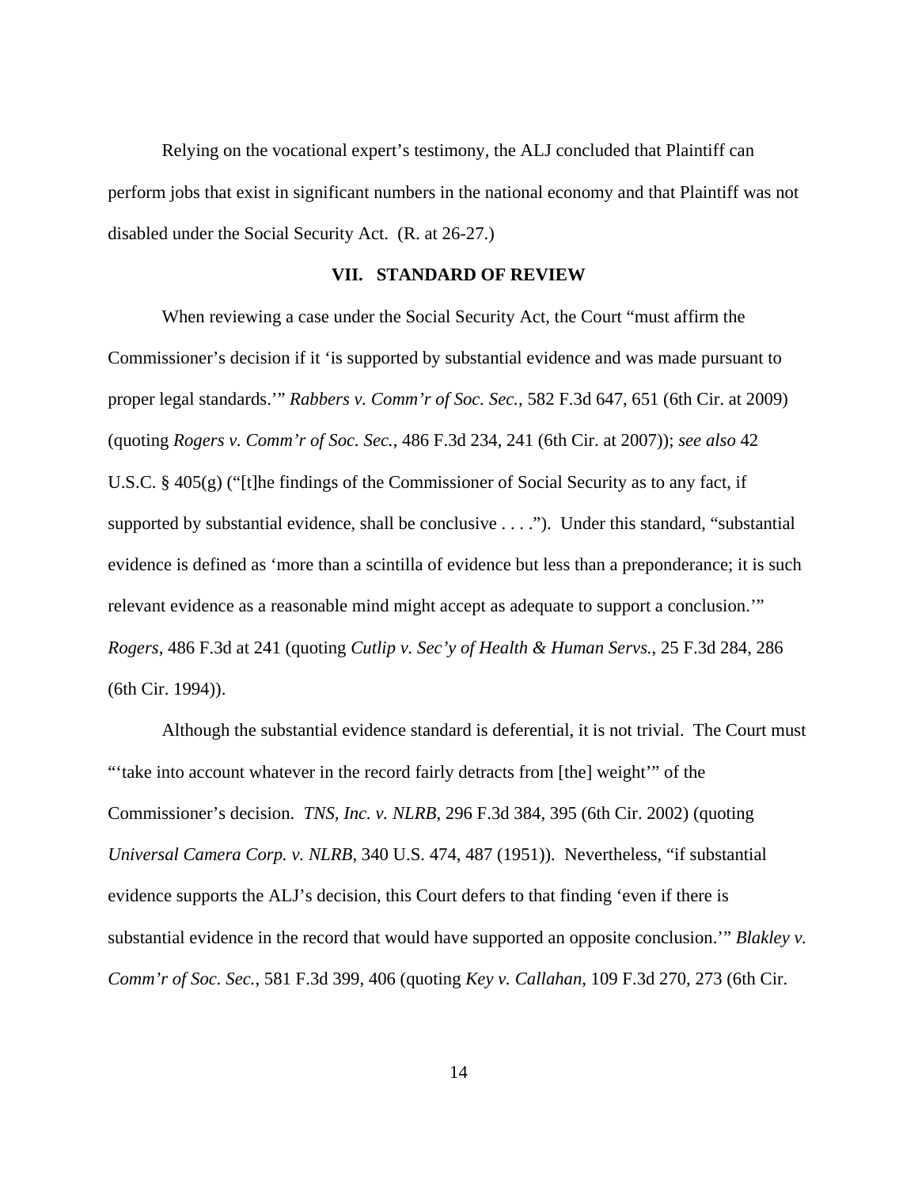Relying on the vocational expert's testimony, the ALJ concluded that Plaintiff can perform jobs that exist in significant numbers in the national economy and that Plaintiff was not disabled under the Social Security Act. (R. at 26-27.)

## VII. STANDARD OF REVIEW

When reviewing a case under the Social Security Act, the Court "must affirm the Commissioner's decision if it 'is supported by substantial evidence and was made pursuant to proper legal standards.'" *Rabbers v. Comm'r of Soc. Sec.*, 582 F.3d 647, 651 (6th Cir. at 2009) (quoting *Rogers v. Comm'r of Soc. Sec.*, 486 F.3d 234, 241 (6th Cir. at 2007)); *see also* 42 U.S.C. § 405(g) ("[t]he findings of the Commissioner of Social Security as to any fact, if supported by substantial evidence, shall be conclusive . . . ."). Under this standard, "substantial evidence is defined as 'more than a scintilla of evidence but less than a preponderance; it is such relevant evidence as a reasonable mind might accept as adequate to support a conclusion.'" *Rogers*, 486 F.3d at 241 (quoting *Cutlip v. Sec'y of Health & Human Servs.*, 25 F.3d 284, 286 (6th Cir. 1994)).

Although the substantial evidence standard is deferential, it is not trivial. The Court must "'take into account whatever in the record fairly detracts from [the] weight'" of the Commissioner's decision. *TNS, Inc. v. NLRB*, 296 F.3d 384, 395 (6th Cir. 2002) (quoting *Universal Camera Corp. v. NLRB*, 340 U.S. 474, 487 (1951)). Nevertheless, "if substantial evidence supports the ALJ's decision, this Court defers to that finding 'even if there is substantial evidence in the record that would have supported an opposite conclusion.'" *Blakley v. Comm'r of Soc. Sec.*, 581 F.3d 399, 406 (quoting *Key v. Callahan*, 109 F.3d 270, 273 (6th Cir.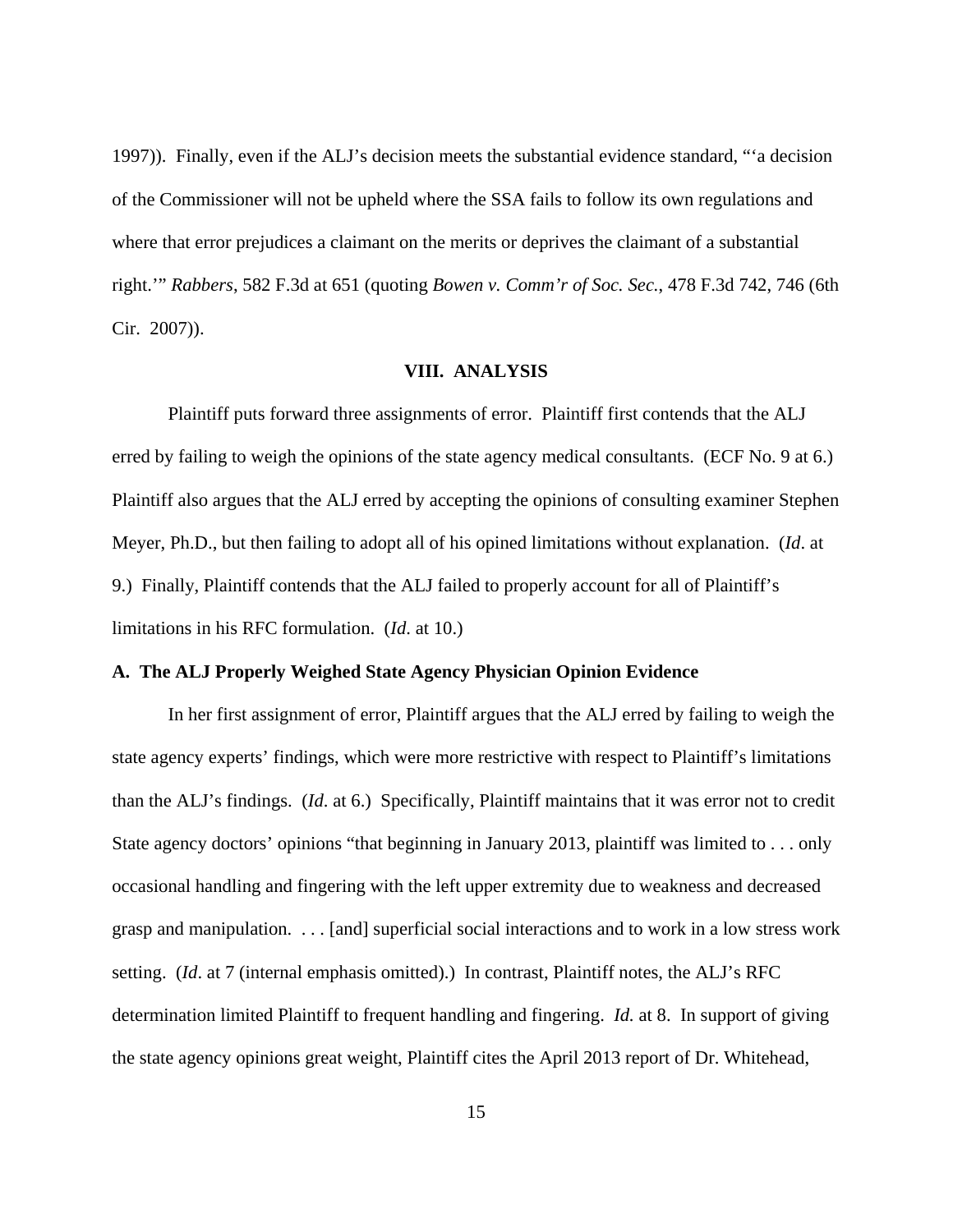1997)). Finally, even if the ALJ's decision meets the substantial evidence standard, "'a decision of the Commissioner will not be upheld where the SSA fails to follow its own regulations and where that error prejudices a claimant on the merits or deprives the claimant of a substantial right.'" *Rabbers*, 582 F.3d at 651 (quoting *Bowen v. Comm'r of Soc. Sec.*, 478 F.3d 742, 746 (6th Cir. 2007)).

## VIII. ANALYSIS

Plaintiff puts forward three assignments of error. Plaintiff first contends that the ALJ erred by failing to weigh the opinions of the state agency medical consultants. (ECF No. 9 at 6.) Plaintiff also argues that the ALJ erred by accepting the opinions of consulting examiner Stephen Meyer, Ph.D., but then failing to adopt all of his opined limitations without explanation. (*Id*. at 9.) Finally, Plaintiff contends that the ALJ failed to properly account for all of Plaintiff's limitations in his RFC formulation. (*Id*. at 10.)

### A. The ALJ Properly Weighed State Agency Physician Opinion Evidence

In her first assignment of error, Plaintiff argues that the ALJ erred by failing to weigh the state agency experts' findings, which were more restrictive with respect to Plaintiff's limitations than the ALJ's findings. (*Id*. at 6.) Specifically, Plaintiff maintains that it was error not to credit State agency doctors' opinions "that beginning in January 2013, plaintiff was limited to . . . only occasional handling and fingering with the left upper extremity due to weakness and decreased grasp and manipulation. . . . [and] superficial social interactions and to work in a low stress work setting. (*Id*. at 7 (internal emphasis omitted).) In contrast, Plaintiff notes, the ALJ's RFC determination limited Plaintiff to frequent handling and fingering. *Id.* at 8. In support of giving the state agency opinions great weight, Plaintiff cites the April 2013 report of Dr. Whitehead,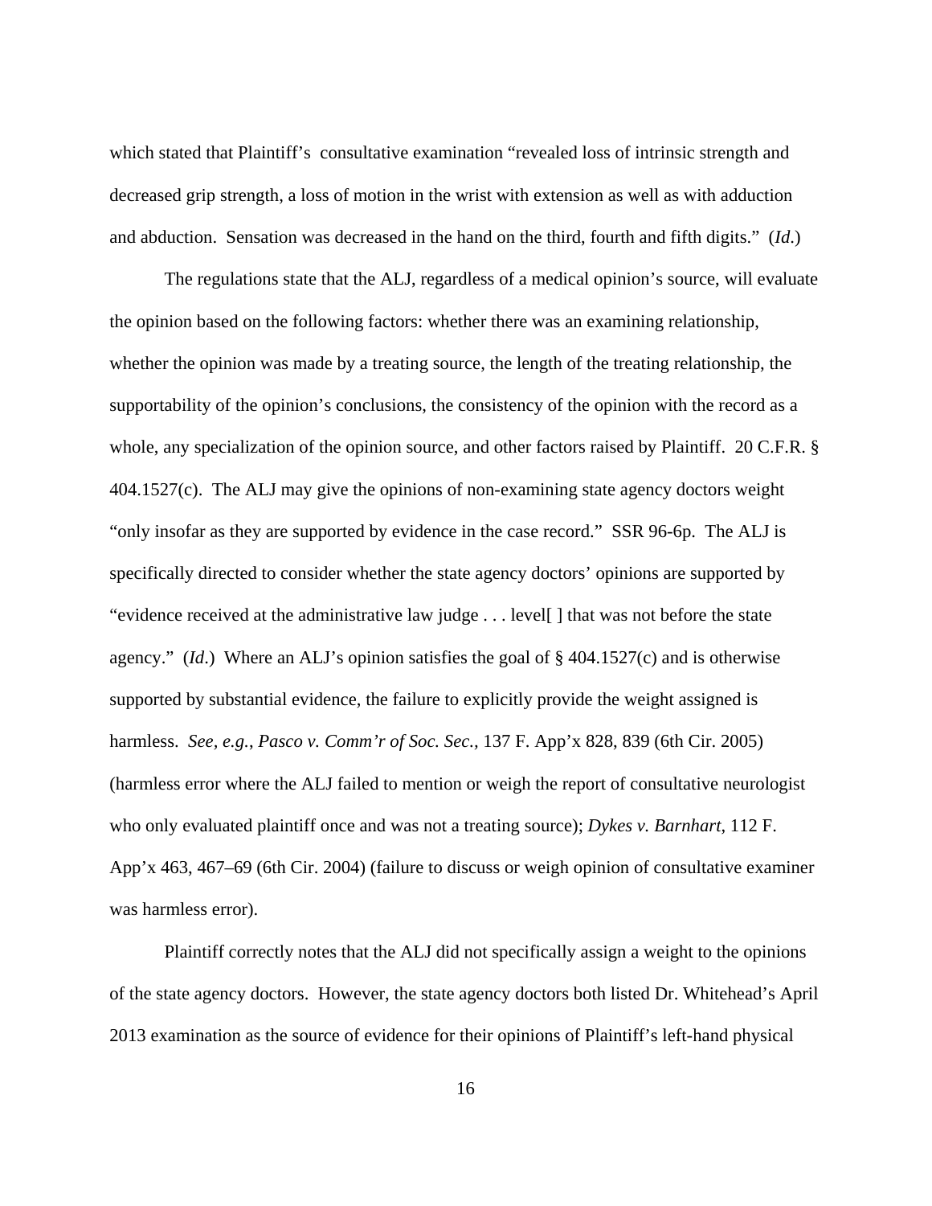which stated that Plaintiff's consultative examination "revealed loss of intrinsic strength and decreased grip strength, a loss of motion in the wrist with extension as well as with adduction and abduction. Sensation was decreased in the hand on the third, fourth and fifth digits." (*Id*.)

The regulations state that the ALJ, regardless of a medical opinion's source, will evaluate the opinion based on the following factors: whether there was an examining relationship, whether the opinion was made by a treating source, the length of the treating relationship, the supportability of the opinion's conclusions, the consistency of the opinion with the record as a whole, any specialization of the opinion source, and other factors raised by Plaintiff. 20 C.F.R. § 404.1527(c). The ALJ may give the opinions of non-examining state agency doctors weight "only insofar as they are supported by evidence in the case record." SSR 96-6p. The ALJ is specifically directed to consider whether the state agency doctors' opinions are supported by "evidence received at the administrative law judge . . . level[ ] that was not before the state agency." (*Id*.) Where an ALJ's opinion satisfies the goal of § 404.1527(c) and is otherwise supported by substantial evidence, the failure to explicitly provide the weight assigned is harmless. *See, e.g.*, *Pasco v. Comm'r of Soc. Sec.,* 137 F. App'x 828, 839 (6th Cir. 2005) (harmless error where the ALJ failed to mention or weigh the report of consultative neurologist who only evaluated plaintiff once and was not a treating source); *Dykes v. Barnhart*, 112 F. App'x 463, 467–69 (6th Cir. 2004) (failure to discuss or weigh opinion of consultative examiner was harmless error).

Plaintiff correctly notes that the ALJ did not specifically assign a weight to the opinions of the state agency doctors. However, the state agency doctors both listed Dr. Whitehead's April 2013 examination as the source of evidence for their opinions of Plaintiff's left-hand physical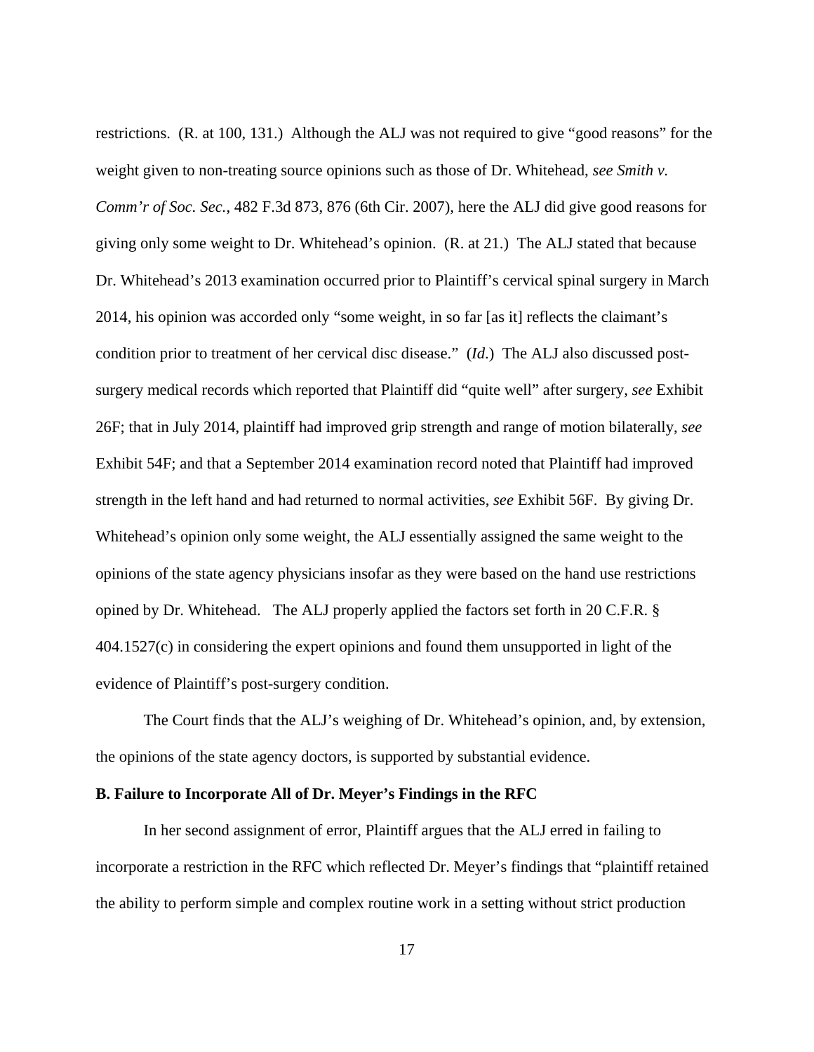restrictions. (R. at 100, 131.) Although the ALJ was not required to give "good reasons" for the weight given to non-treating source opinions such as those of Dr. Whitehead, *see Smith v. Comm'r of Soc. Sec.*, 482 F.3d 873, 876 (6th Cir. 2007), here the ALJ did give good reasons for giving only some weight to Dr. Whitehead's opinion. (R. at 21.) The ALJ stated that because Dr. Whitehead's 2013 examination occurred prior to Plaintiff's cervical spinal surgery in March 2014, his opinion was accorded only "some weight, in so far [as it] reflects the claimant's condition prior to treatment of her cervical disc disease." (*Id*.) The ALJ also discussed post-surgery medical records which reported that Plaintiff did "quite well" after surgery, *see* Exhibit 26F; that in July 2014, plaintiff had improved grip strength and range of motion bilaterally, *see* Exhibit 54F; and that a September 2014 examination record noted that Plaintiff had improved strength in the left hand and had returned to normal activities, *see* Exhibit 56F. By giving Dr. Whitehead's opinion only some weight, the ALJ essentially assigned the same weight to the opinions of the state agency physicians insofar as they were based on the hand use restrictions opined by Dr. Whitehead. The ALJ properly applied the factors set forth in 20 C.F.R. § 404.1527(c) in considering the expert opinions and found them unsupported in light of the evidence of Plaintiff's post-surgery condition.

The Court finds that the ALJ's weighing of Dr. Whitehead's opinion, and, by extension, the opinions of the state agency doctors, is supported by substantial evidence.

**B. Failure to Incorporate All of Dr. Meyer's Findings in the RFC**

In her second assignment of error, Plaintiff argues that the ALJ erred in failing to incorporate a restriction in the RFC which reflected Dr. Meyer's findings that "plaintiff retained the ability to perform simple and complex routine work in a setting without strict production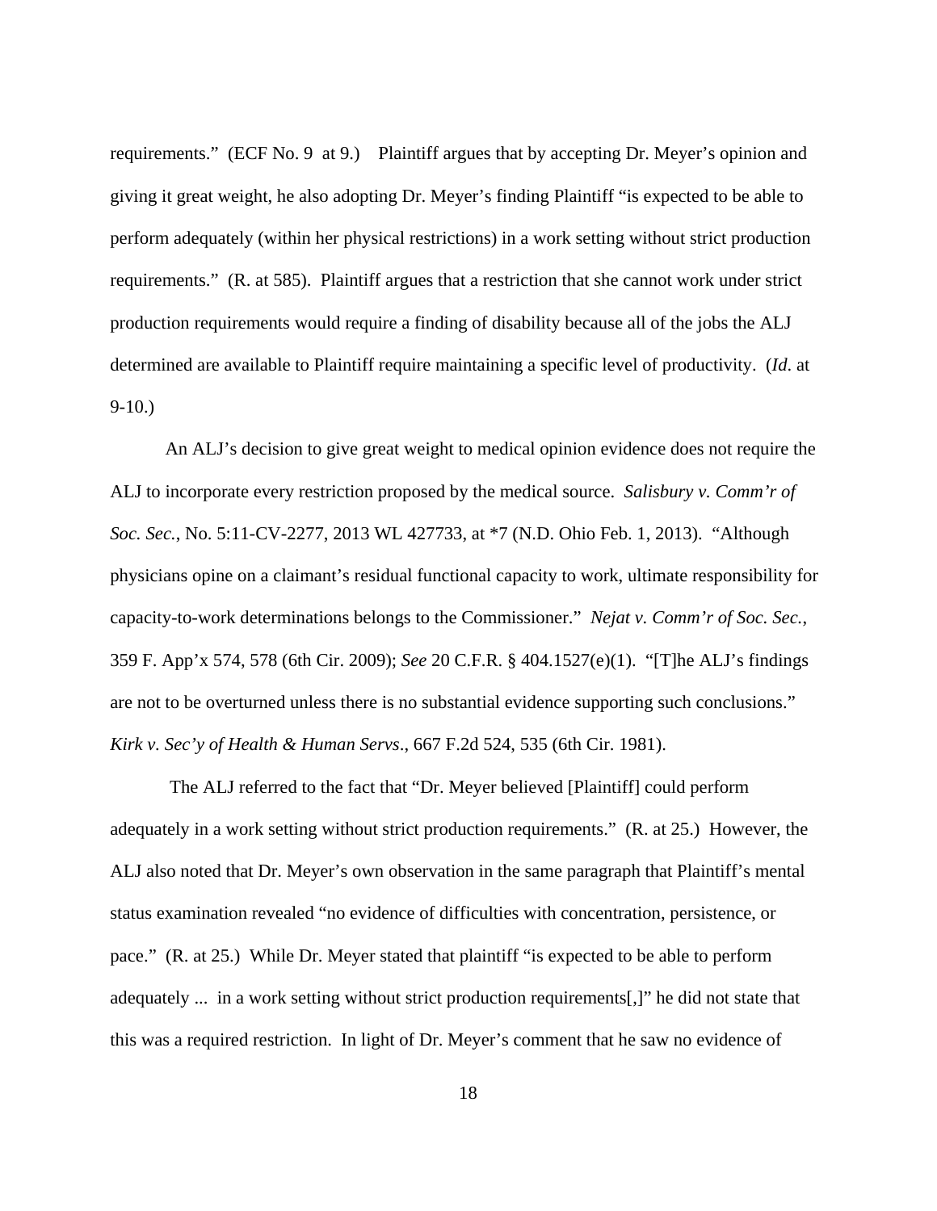requirements." (ECF No. 9 at 9.) Plaintiff argues that by accepting Dr. Meyer's opinion and giving it great weight, he also adopting Dr. Meyer's finding Plaintiff "is expected to be able to perform adequately (within her physical restrictions) in a work setting without strict production requirements." (R. at 585). Plaintiff argues that a restriction that she cannot work under strict production requirements would require a finding of disability because all of the jobs the ALJ determined are available to Plaintiff require maintaining a specific level of productivity. (*Id*. at 9-10.)

An ALJ's decision to give great weight to medical opinion evidence does not require the ALJ to incorporate every restriction proposed by the medical source. *Salisbury v. Comm'r of Soc. Sec.*, No. 5:11-CV-2277, 2013 WL 427733, at *7 (N.D. Ohio Feb. 1, 2013). "Although physicians opine on a claimant's residual functional capacity to work, ultimate responsibility for capacity-to-work determinations belongs to the Commissioner." *Nejat v. Comm'r of Soc. Sec.*, 359 F. App'x 574, 578 (6th Cir. 2009); *See* 20 C.F.R. § 404.1527(e)(1). "[T]he ALJ's findings are not to be overturned unless there is no substantial evidence supporting such conclusions." *Kirk v. Sec'y of Health & Human Servs*., 667 F.2d 524, 535 (6th Cir. 1981).

The ALJ referred to the fact that "Dr. Meyer believed [Plaintiff] could perform adequately in a work setting without strict production requirements." (R. at 25.) However, the ALJ also noted that Dr. Meyer's own observation in the same paragraph that Plaintiff's mental status examination revealed "no evidence of difficulties with concentration, persistence, or pace." (R. at 25.) While Dr. Meyer stated that plaintiff "is expected to be able to perform adequately ... in a work setting without strict production requirements[,]" he did not state that this was a required restriction. In light of Dr. Meyer's comment that he saw no evidence of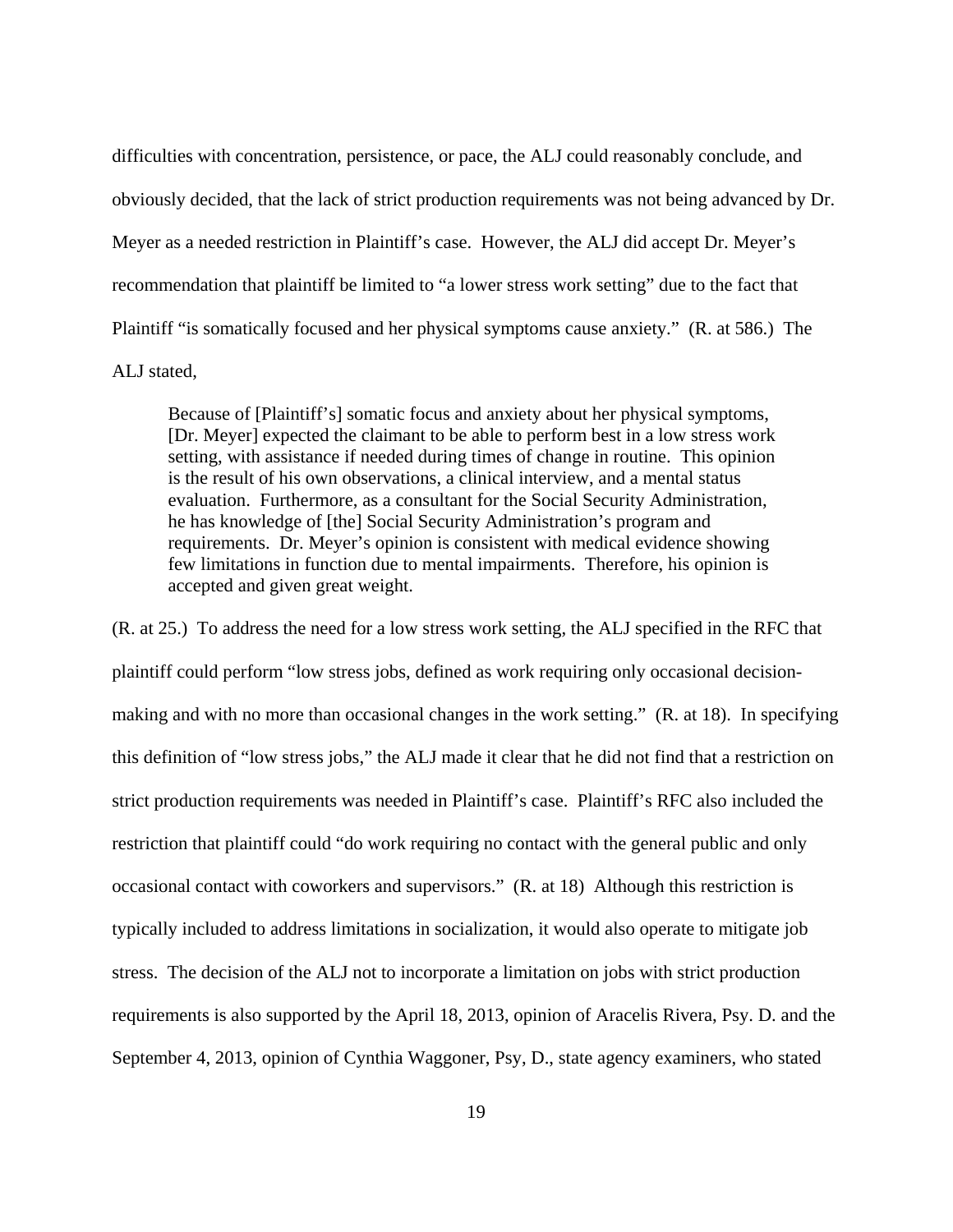difficulties with concentration, persistence, or pace, the ALJ could reasonably conclude, and obviously decided, that the lack of strict production requirements was not being advanced by Dr. Meyer as a needed restriction in Plaintiff's case. However, the ALJ did accept Dr. Meyer's recommendation that plaintiff be limited to "a lower stress work setting" due to the fact that Plaintiff "is somatically focused and her physical symptoms cause anxiety." (R. at 586.) The ALJ stated,

> Because of [Plaintiff's] somatic focus and anxiety about her physical symptoms, [Dr. Meyer] expected the claimant to be able to perform best in a low stress work setting, with assistance if needed during times of change in routine. This opinion is the result of his own observations, a clinical interview, and a mental status evaluation. Furthermore, as a consultant for the Social Security Administration, he has knowledge of [the] Social Security Administration's program and requirements. Dr. Meyer's opinion is consistent with medical evidence showing few limitations in function due to mental impairments. Therefore, his opinion is accepted and given great weight.

(R. at 25.) To address the need for a low stress work setting, the ALJ specified in the RFC that plaintiff could perform "low stress jobs, defined as work requiring only occasional decision-making and with no more than occasional changes in the work setting." (R. at 18). In specifying this definition of "low stress jobs," the ALJ made it clear that he did not find that a restriction on strict production requirements was needed in Plaintiff's case. Plaintiff's RFC also included the restriction that plaintiff could "do work requiring no contact with the general public and only occasional contact with coworkers and supervisors." (R. at 18) Although this restriction is typically included to address limitations in socialization, it would also operate to mitigate job stress. The decision of the ALJ not to incorporate a limitation on jobs with strict production requirements is also supported by the April 18, 2013, opinion of Aracelis Rivera, Psy. D. and the September 4, 2013, opinion of Cynthia Waggoner, Psy, D., state agency examiners, who stated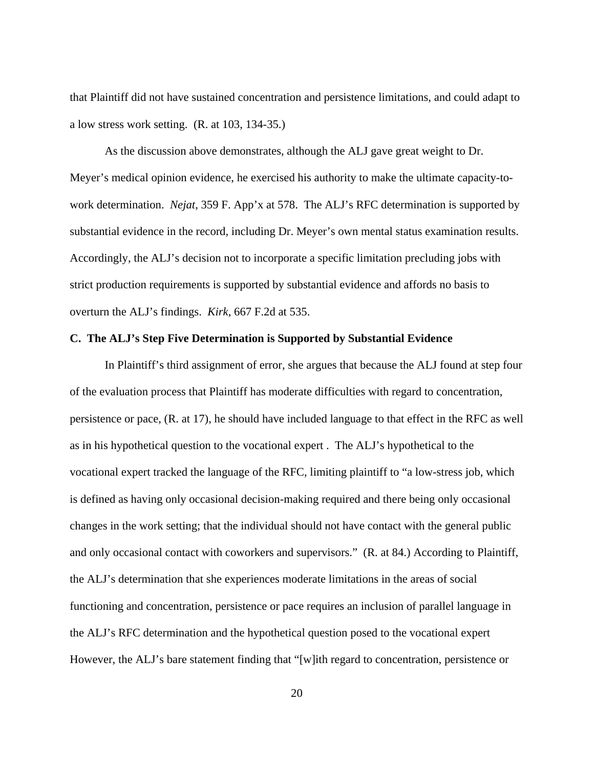that Plaintiff did not have sustained concentration and persistence limitations, and could adapt to a low stress work setting. (R. at 103, 134-35.)

As the discussion above demonstrates, although the ALJ gave great weight to Dr. Meyer's medical opinion evidence, he exercised his authority to make the ultimate capacity-to-work determination. *Nejat*, 359 F. App'x at 578. The ALJ's RFC determination is supported by substantial evidence in the record, including Dr. Meyer's own mental status examination results. Accordingly, the ALJ's decision not to incorporate a specific limitation precluding jobs with strict production requirements is supported by substantial evidence and affords no basis to overturn the ALJ's findings. *Kirk*, 667 F.2d at 535.

**C. The ALJ's Step Five Determination is Supported by Substantial Evidence**

In Plaintiff's third assignment of error, she argues that because the ALJ found at step four of the evaluation process that Plaintiff has moderate difficulties with regard to concentration, persistence or pace, (R. at 17), he should have included language to that effect in the RFC as well as in his hypothetical question to the vocational expert . The ALJ's hypothetical to the vocational expert tracked the language of the RFC, limiting plaintiff to "a low-stress job, which is defined as having only occasional decision-making required and there being only occasional changes in the work setting; that the individual should not have contact with the general public and only occasional contact with coworkers and supervisors." (R. at 84.) According to Plaintiff, the ALJ's determination that she experiences moderate limitations in the areas of social functioning and concentration, persistence or pace requires an inclusion of parallel language in the ALJ's RFC determination and the hypothetical question posed to the vocational expert However, the ALJ's bare statement finding that "[w]ith regard to concentration, persistence or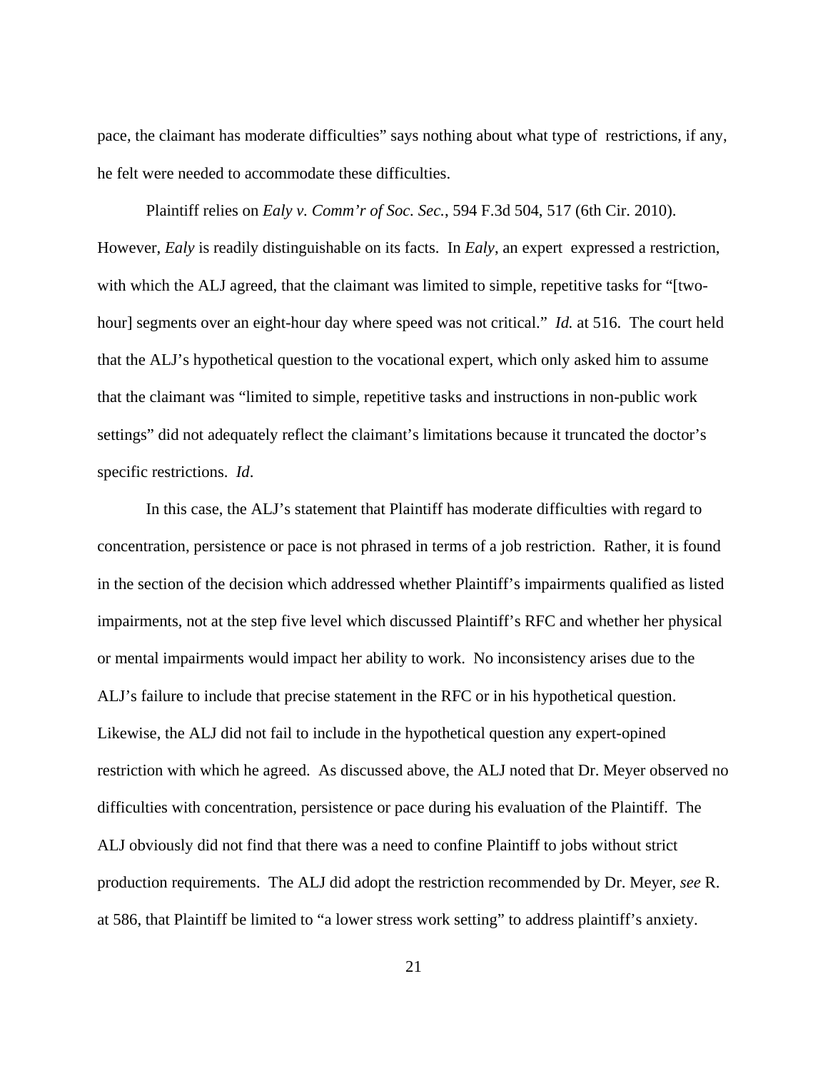pace, the claimant has moderate difficulties" says nothing about what type of restrictions, if any, he felt were needed to accommodate these difficulties.

Plaintiff relies on *Ealy v. Comm'r of Soc. Sec.*, 594 F.3d 504, 517 (6th Cir. 2010). However, *Ealy* is readily distinguishable on its facts. In *Ealy*, an expert expressed a restriction, with which the ALJ agreed, that the claimant was limited to simple, repetitive tasks for "[two-hour] segments over an eight-hour day where speed was not critical." *Id.* at 516. The court held that the ALJ's hypothetical question to the vocational expert, which only asked him to assume that the claimant was "limited to simple, repetitive tasks and instructions in non-public work settings" did not adequately reflect the claimant's limitations because it truncated the doctor's specific restrictions. *Id*.

In this case, the ALJ's statement that Plaintiff has moderate difficulties with regard to concentration, persistence or pace is not phrased in terms of a job restriction. Rather, it is found in the section of the decision which addressed whether Plaintiff's impairments qualified as listed impairments, not at the step five level which discussed Plaintiff's RFC and whether her physical or mental impairments would impact her ability to work. No inconsistency arises due to the ALJ's failure to include that precise statement in the RFC or in his hypothetical question. Likewise, the ALJ did not fail to include in the hypothetical question any expert-opined restriction with which he agreed. As discussed above, the ALJ noted that Dr. Meyer observed no difficulties with concentration, persistence or pace during his evaluation of the Plaintiff. The ALJ obviously did not find that there was a need to confine Plaintiff to jobs without strict production requirements. The ALJ did adopt the restriction recommended by Dr. Meyer, *see* R. at 586, that Plaintiff be limited to "a lower stress work setting" to address plaintiff's anxiety.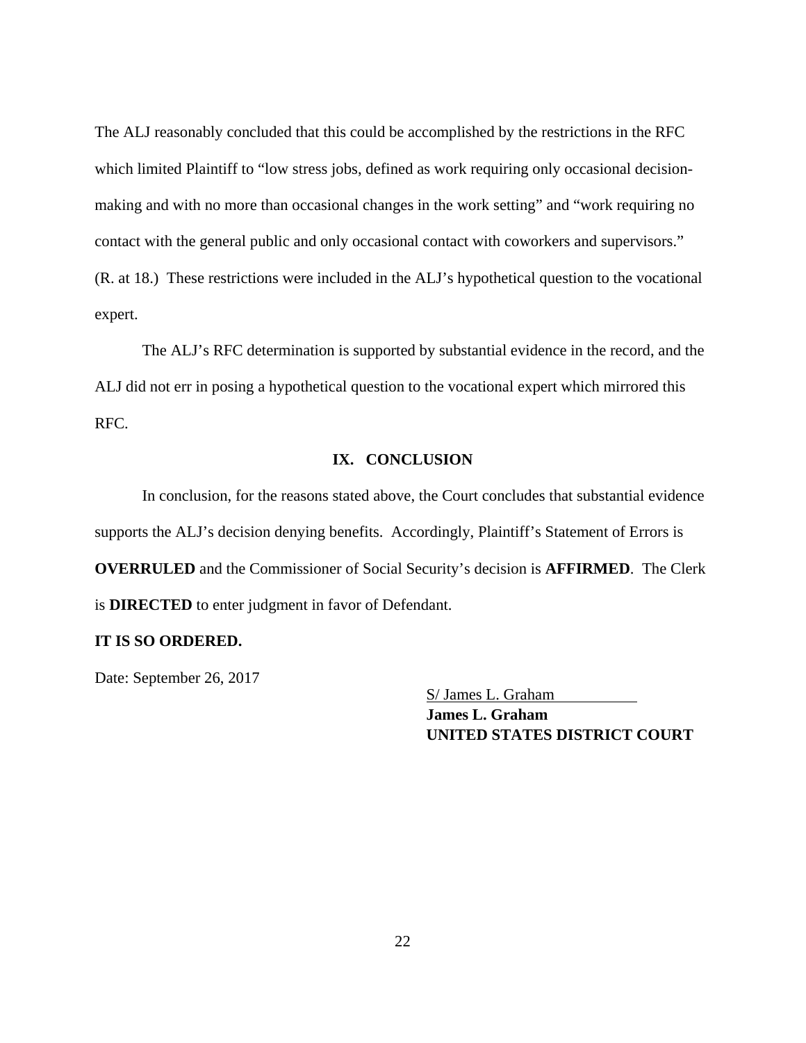The ALJ reasonably concluded that this could be accomplished by the restrictions in the RFC which limited Plaintiff to "low stress jobs, defined as work requiring only occasional decision-making and with no more than occasional changes in the work setting" and "work requiring no contact with the general public and only occasional contact with coworkers and supervisors." (R. at 18.) These restrictions were included in the ALJ's hypothetical question to the vocational expert.

The ALJ's RFC determination is supported by substantial evidence in the record, and the ALJ did not err in posing a hypothetical question to the vocational expert which mirrored this RFC.

## IX. CONCLUSION

In conclusion, for the reasons stated above, the Court concludes that substantial evidence supports the ALJ's decision denying benefits. Accordingly, Plaintiff's Statement of Errors is **OVERRULED** and the Commissioner of Social Security's decision is **AFFIRMED**. The Clerk is **DIRECTED** to enter judgment in favor of Defendant.

**IT IS SO ORDERED.**

Date: September 26, 2017

S/ James L. Graham
**James L. Graham**
**UNITED STATES DISTRICT COURT**